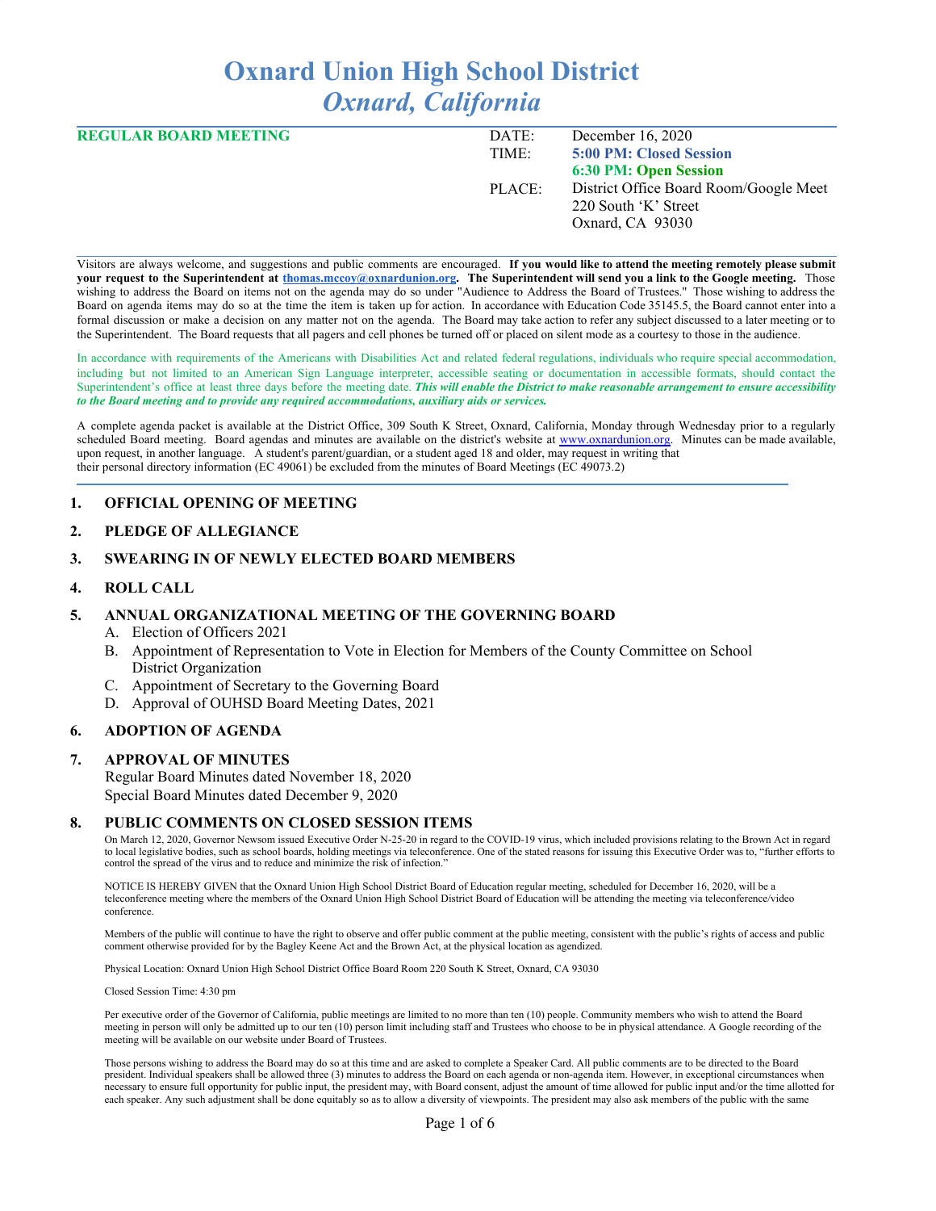# Oxnard Union High School District
## *Oxnard, California*

**REGULAR BOARD MEETING**

| | |
|---|---|
| DATE: | December 16, 2020 |
| TIME: | **5:00 PM: Closed Session** |
| | **6:30 PM: Open Session** |
| PLACE: | District Office Board Room/Google Meet |
| | 220 South 'K' Street |
| | Oxnard, CA 93030 |

Visitors are always welcome, and suggestions and public comments are encouraged. **If you would like to attend the meeting remotely please submit your request to the Superintendent at thomas.mccoy@oxnardunion.org. The Superintendent will send you a link to the Google meeting.** Those wishing to address the Board on items not on the agenda may do so under "Audience to Address the Board of Trustees." Those wishing to address the Board on agenda items may do so at the time the item is taken up for action. In accordance with Education Code 35145.5, the Board cannot enter into a formal discussion or make a decision on any matter not on the agenda. The Board may take action to refer any subject discussed to a later meeting or to the Superintendent. The Board requests that all pagers and cell phones be turned off or placed on silent mode as a courtesy to those in the audience.

In accordance with requirements of the Americans with Disabilities Act and related federal regulations, individuals who require special accommodation, including but not limited to an American Sign Language interpreter, accessible seating or documentation in accessible formats, should contact the Superintendent's office at least three days before the meeting date. ***This will enable the District to make reasonable arrangement to ensure accessibility to the Board meeting and to provide any required accommodations, auxiliary aids or services.***

A complete agenda packet is available at the District Office, 309 South K Street, Oxnard, California, Monday through Wednesday prior to a regularly scheduled Board meeting. Board agendas and minutes are available on the district's website at www.oxnardunion.org. Minutes can be made available, upon request, in another language. A student's parent/guardian, or a student aged 18 and older, may request in writing that their personal directory information (EC 49061) be excluded from the minutes of Board Meetings (EC 49073.2)

### 1. OFFICIAL OPENING OF MEETING

### 2. PLEDGE OF ALLEGIANCE

### 3. SWEARING IN OF NEWLY ELECTED BOARD MEMBERS

### 4. ROLL CALL

### 5. ANNUAL ORGANIZATIONAL MEETING OF THE GOVERNING BOARD

A. Election of Officers 2021
B. Appointment of Representation to Vote in Election for Members of the County Committee on School District Organization
C. Appointment of Secretary to the Governing Board
D. Approval of OUHSD Board Meeting Dates, 2021

### 6. ADOPTION OF AGENDA

### 7. APPROVAL OF MINUTES

Regular Board Minutes dated November 18, 2020
Special Board Minutes dated December 9, 2020

### 8. PUBLIC COMMENTS ON CLOSED SESSION ITEMS

On March 12, 2020, Governor Newsom issued Executive Order N-25-20 in regard to the COVID-19 virus, which included provisions relating to the Brown Act in regard to local legislative bodies, such as school boards, holding meetings via teleconference. One of the stated reasons for issuing this Executive Order was to, "further efforts to control the spread of the virus and to reduce and minimize the risk of infection."

NOTICE IS HEREBY GIVEN that the Oxnard Union High School District Board of Education regular meeting, scheduled for December 16, 2020, will be a teleconference meeting where the members of the Oxnard Union High School District Board of Education will be attending the meeting via teleconference/video conference.

Members of the public will continue to have the right to observe and offer public comment at the public meeting, consistent with the public's rights of access and public comment otherwise provided for by the Bagley Keene Act and the Brown Act, at the physical location as agendized.

Physical Location: Oxnard Union High School District Office Board Room 220 South K Street, Oxnard, CA 93030

Closed Session Time: 4:30 pm

Per executive order of the Governor of California, public meetings are limited to no more than ten (10) people. Community members who wish to attend the Board meeting in person will only be admitted up to our ten (10) person limit including staff and Trustees who choose to be in physical attendance. A Google recording of the meeting will be available on our website under Board of Trustees.

Those persons wishing to address the Board may do so at this time and are asked to complete a Speaker Card. All public comments are to be directed to the Board president. Individual speakers shall be allowed three (3) minutes to address the Board on each agenda or non-agenda item. However, in exceptional circumstances when necessary to ensure full opportunity for public input, the president may, with Board consent, adjust the amount of time allowed for public input and/or the time allotted for each speaker. Any such adjustment shall be done equitably so as to allow a diversity of viewpoints. The president may also ask members of the public with the same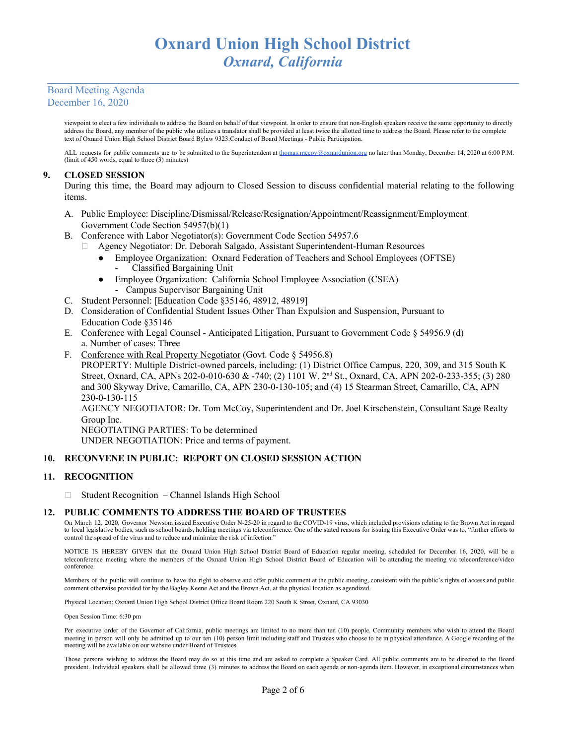viewpoint to elect a few individuals to address the Board on behalf of that viewpoint. In order to ensure that non-English speakers receive the same opportunity to directly address the Board, any member of the public who utilizes a translator shall be provided at least twice the allotted time to address the Board. Please refer to the complete text of Oxnard Union High School District Board Bylaw 9323:Conduct of Board Meetings - Public Participation.

ALL requests for public comments are to be submitted to the Superintendent at thomas.mccoy@oxnardunion.org no later than Monday, December 14, 2020 at 6:00 P.M. (limit of 450 words, equal to three (3) minutes)

## 9. CLOSED SESSION

During this time, the Board may adjourn to Closed Session to discuss confidential material relating to the following items.

A. Public Employee: Discipline/Dismissal/Release/Resignation/Appointment/Reassignment/Employment Government Code Section 54957(b)(1)

B. Conference with Labor Negotiator(s): Government Code Section 54957.6
   - Agency Negotiator: Dr. Deborah Salgado, Assistant Superintendent-Human Resources
     - Employee Organization: Oxnard Federation of Teachers and School Employees (OFTSE)
       - Classified Bargaining Unit
     - Employee Organization: California School Employee Association (CSEA)
       - Campus Supervisor Bargaining Unit

C. Student Personnel: [Education Code §35146, 48912, 48919]

D. Consideration of Confidential Student Issues Other Than Expulsion and Suspension, Pursuant to Education Code §35146

E. Conference with Legal Counsel - Anticipated Litigation, Pursuant to Government Code § 54956.9 (d)
   a. Number of cases: Three

F. Conference with Real Property Negotiator (Govt. Code § 54956.8)
   PROPERTY: Multiple District-owned parcels, including: (1) District Office Campus, 220, 309, and 315 South K Street, Oxnard, CA, APNs 202-0-010-630 & -740; (2) 1101 W. 2nd St., Oxnard, CA, APN 202-0-233-355; (3) 280 and 300 Skyway Drive, Camarillo, CA, APN 230-0-130-105; and (4) 15 Stearman Street, Camarillo, CA, APN 230-0-130-115
   AGENCY NEGOTIATOR: Dr. Tom McCoy, Superintendent and Dr. Joel Kirschenstein, Consultant Sage Realty Group Inc.
   NEGOTIATING PARTIES: To be determined
   UNDER NEGOTIATION: Price and terms of payment.

## 10. RECONVENE IN PUBLIC: REPORT ON CLOSED SESSION ACTION

## 11. RECOGNITION

- Student Recognition – Channel Islands High School

## 12. PUBLIC COMMENTS TO ADDRESS THE BOARD OF TRUSTEES

On March 12, 2020, Governor Newsom issued Executive Order N-25-20 in regard to the COVID-19 virus, which included provisions relating to the Brown Act in regard to local legislative bodies, such as school boards, holding meetings via teleconference. One of the stated reasons for issuing this Executive Order was to, "further efforts to control the spread of the virus and to reduce and minimize the risk of infection."

NOTICE IS HEREBY GIVEN that the Oxnard Union High School District Board of Education regular meeting, scheduled for December 16, 2020, will be a teleconference meeting where the members of the Oxnard Union High School District Board of Education will be attending the meeting via teleconference/video conference.

Members of the public will continue to have the right to observe and offer public comment at the public meeting, consistent with the public's rights of access and public comment otherwise provided for by the Bagley Keene Act and the Brown Act, at the physical location as agendized.

Physical Location: Oxnard Union High School District Office Board Room 220 South K Street, Oxnard, CA 93030

Open Session Time: 6:30 pm

Per executive order of the Governor of California, public meetings are limited to no more than ten (10) people. Community members who wish to attend the Board meeting in person will only be admitted up to our ten (10) person limit including staff and Trustees who choose to be in physical attendance. A Google recording of the meeting will be available on our website under Board of Trustees.

Those persons wishing to address the Board may do so at this time and are asked to complete a Speaker Card. All public comments are to be directed to the Board president. Individual speakers shall be allowed three (3) minutes to address the Board on each agenda or non-agenda item. However, in exceptional circumstances when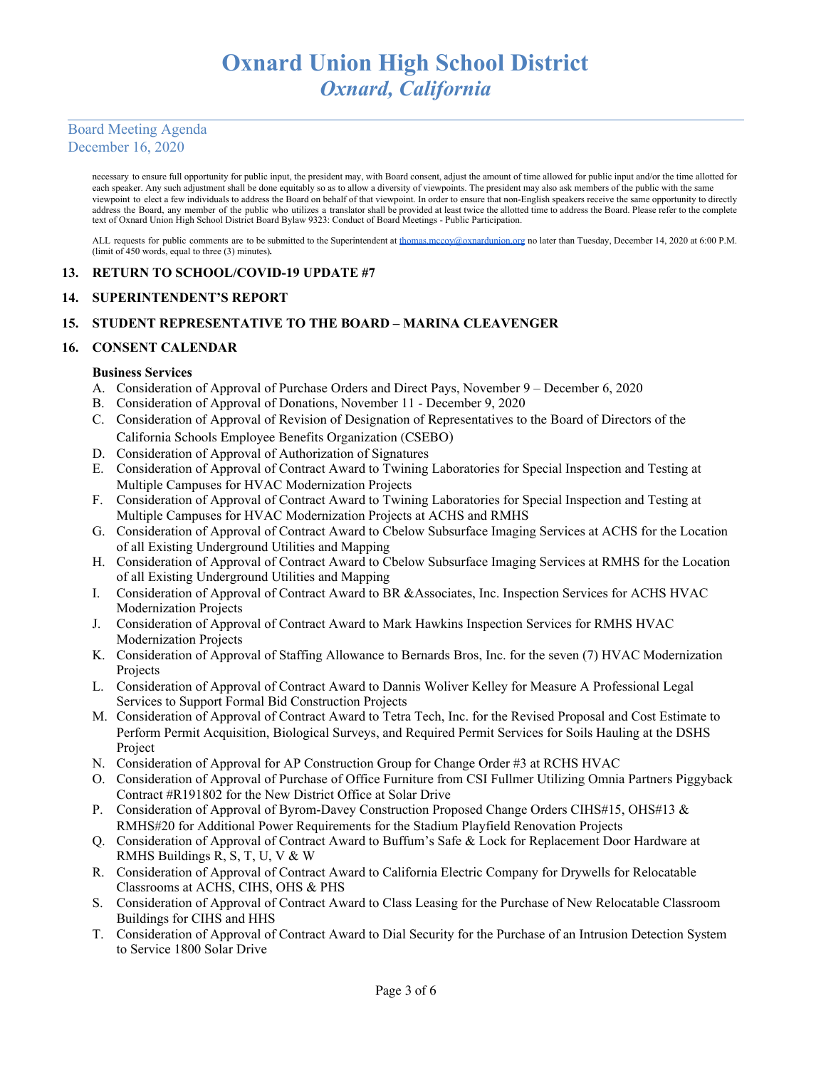necessary to ensure full opportunity for public input, the president may, with Board consent, adjust the amount of time allowed for public input and/or the time allotted for each speaker. Any such adjustment shall be done equitably so as to allow a diversity of viewpoints. The president may also ask members of the public with the same viewpoint to elect a few individuals to address the Board on behalf of that viewpoint. In order to ensure that non-English speakers receive the same opportunity to directly address the Board, any member of the public who utilizes a translator shall be provided at least twice the allotted time to address the Board. Please refer to the complete text of Oxnard Union High School District Board Bylaw 9323: Conduct of Board Meetings - Public Participation.

ALL requests for public comments are to be submitted to the Superintendent at thomas.mccoy@oxnardunion.org no later than Tuesday, December 14, 2020 at 6:00 P.M. (limit of 450 words, equal to three (3) minutes)**.**

## 13. RETURN TO SCHOOL/COVID-19 UPDATE #7

## 14. SUPERINTENDENT'S REPORT

## 15. STUDENT REPRESENTATIVE TO THE BOARD – MARINA CLEAVENGER

## 16. CONSENT CALENDAR

**Business Services**

A. Consideration of Approval of Purchase Orders and Direct Pays, November 9 – December 6, 2020
B. Consideration of Approval of Donations, November 11 - December 9, 2020
C. Consideration of Approval of Revision of Designation of Representatives to the Board of Directors of the California Schools Employee Benefits Organization (CSEBO)
D. Consideration of Approval of Authorization of Signatures
E. Consideration of Approval of Contract Award to Twining Laboratories for Special Inspection and Testing at Multiple Campuses for HVAC Modernization Projects
F. Consideration of Approval of Contract Award to Twining Laboratories for Special Inspection and Testing at Multiple Campuses for HVAC Modernization Projects at ACHS and RMHS
G. Consideration of Approval of Contract Award to Cbelow Subsurface Imaging Services at ACHS for the Location of all Existing Underground Utilities and Mapping
H. Consideration of Approval of Contract Award to Cbelow Subsurface Imaging Services at RMHS for the Location of all Existing Underground Utilities and Mapping
I. Consideration of Approval of Contract Award to BR &Associates, Inc. Inspection Services for ACHS HVAC Modernization Projects
J. Consideration of Approval of Contract Award to Mark Hawkins Inspection Services for RMHS HVAC Modernization Projects
K. Consideration of Approval of Staffing Allowance to Bernards Bros, Inc. for the seven (7) HVAC Modernization Projects
L. Consideration of Approval of Contract Award to Dannis Woliver Kelley for Measure A Professional Legal Services to Support Formal Bid Construction Projects
M. Consideration of Approval of Contract Award to Tetra Tech, Inc. for the Revised Proposal and Cost Estimate to Perform Permit Acquisition, Biological Surveys, and Required Permit Services for Soils Hauling at the DSHS Project
N. Consideration of Approval for AP Construction Group for Change Order #3 at RCHS HVAC
O. Consideration of Approval of Purchase of Office Furniture from CSI Fullmer Utilizing Omnia Partners Piggyback Contract #R191802 for the New District Office at Solar Drive
P. Consideration of Approval of Byrom-Davey Construction Proposed Change Orders CIHS#15, OHS#13 & RMHS#20 for Additional Power Requirements for the Stadium Playfield Renovation Projects
Q. Consideration of Approval of Contract Award to Buffum's Safe & Lock for Replacement Door Hardware at RMHS Buildings R, S, T, U, V & W
R. Consideration of Approval of Contract Award to California Electric Company for Drywells for Relocatable Classrooms at ACHS, CIHS, OHS & PHS
S. Consideration of Approval of Contract Award to Class Leasing for the Purchase of New Relocatable Classroom Buildings for CIHS and HHS
T. Consideration of Approval of Contract Award to Dial Security for the Purchase of an Intrusion Detection System to Service 1800 Solar Drive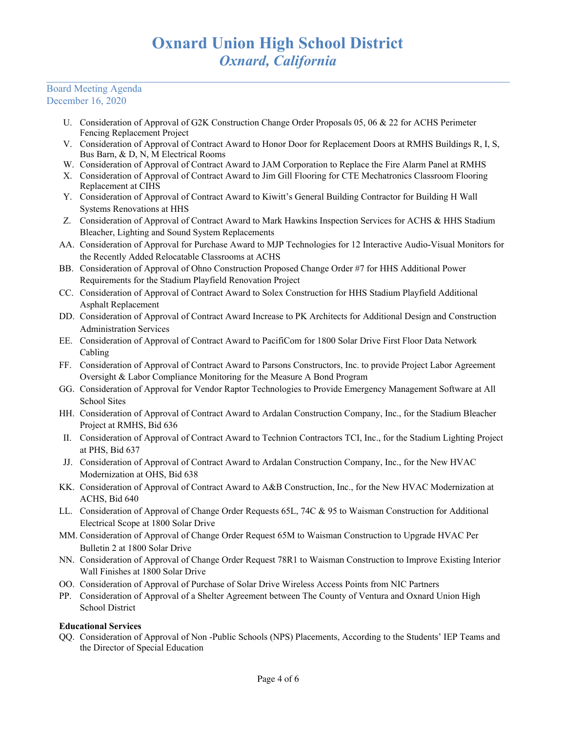U. Consideration of Approval of G2K Construction Change Order Proposals 05, 06 & 22 for ACHS Perimeter Fencing Replacement Project

V. Consideration of Approval of Contract Award to Honor Door for Replacement Doors at RMHS Buildings R, I, S, Bus Barn, & D, N, M Electrical Rooms

W. Consideration of Approval of Contract Award to JAM Corporation to Replace the Fire Alarm Panel at RMHS

X. Consideration of Approval of Contract Award to Jim Gill Flooring for CTE Mechatronics Classroom Flooring Replacement at CIHS

Y. Consideration of Approval of Contract Award to Kiwitt's General Building Contractor for Building H Wall Systems Renovations at HHS

Z. Consideration of Approval of Contract Award to Mark Hawkins Inspection Services for ACHS & HHS Stadium Bleacher, Lighting and Sound System Replacements

AA. Consideration of Approval for Purchase Award to MJP Technologies for 12 Interactive Audio-Visual Monitors for the Recently Added Relocatable Classrooms at ACHS

BB. Consideration of Approval of Ohno Construction Proposed Change Order #7 for HHS Additional Power Requirements for the Stadium Playfield Renovation Project

CC. Consideration of Approval of Contract Award to Solex Construction for HHS Stadium Playfield Additional Asphalt Replacement

DD. Consideration of Approval of Contract Award Increase to PK Architects for Additional Design and Construction Administration Services

EE. Consideration of Approval of Contract Award to PacifiCom for 1800 Solar Drive First Floor Data Network Cabling

FF. Consideration of Approval of Contract Award to Parsons Constructors, Inc. to provide Project Labor Agreement Oversight & Labor Compliance Monitoring for the Measure A Bond Program

GG. Consideration of Approval for Vendor Raptor Technologies to Provide Emergency Management Software at All School Sites

HH. Consideration of Approval of Contract Award to Ardalan Construction Company, Inc., for the Stadium Bleacher Project at RMHS, Bid 636

II. Consideration of Approval of Contract Award to Technion Contractors TCI, Inc., for the Stadium Lighting Project at PHS, Bid 637

JJ. Consideration of Approval of Contract Award to Ardalan Construction Company, Inc., for the New HVAC Modernization at OHS, Bid 638

KK. Consideration of Approval of Contract Award to A&B Construction, Inc., for the New HVAC Modernization at ACHS, Bid 640

LL. Consideration of Approval of Change Order Requests 65L, 74C & 95 to Waisman Construction for Additional Electrical Scope at 1800 Solar Drive

MM. Consideration of Approval of Change Order Request 65M to Waisman Construction to Upgrade HVAC Per Bulletin 2 at 1800 Solar Drive

NN. Consideration of Approval of Change Order Request 78R1 to Waisman Construction to Improve Existing Interior Wall Finishes at 1800 Solar Drive

OO. Consideration of Approval of Purchase of Solar Drive Wireless Access Points from NIC Partners

PP. Consideration of Approval of a Shelter Agreement between The County of Ventura and Oxnard Union High School District

**Educational Services**

QQ. Consideration of Approval of Non -Public Schools (NPS) Placements, According to the Students' IEP Teams and the Director of Special Education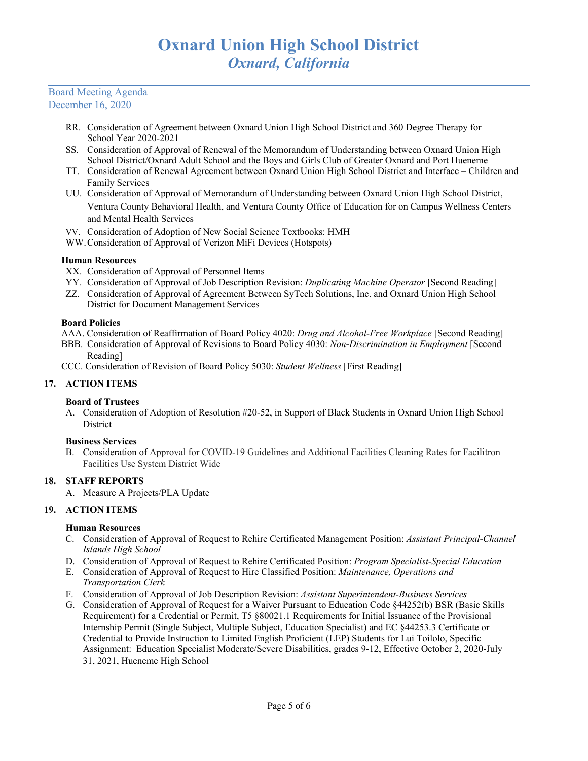RR. Consideration of Agreement between Oxnard Union High School District and 360 Degree Therapy for School Year 2020-2021

SS. Consideration of Approval of Renewal of the Memorandum of Understanding between Oxnard Union High School District/Oxnard Adult School and the Boys and Girls Club of Greater Oxnard and Port Hueneme

TT. Consideration of Renewal Agreement between Oxnard Union High School District and Interface – Children and Family Services

UU. Consideration of Approval of Memorandum of Understanding between Oxnard Union High School District, Ventura County Behavioral Health, and Ventura County Office of Education for on Campus Wellness Centers and Mental Health Services

VV. Consideration of Adoption of New Social Science Textbooks: HMH

WW. Consideration of Approval of Verizon MiFi Devices (Hotspots)

**Human Resources**

XX. Consideration of Approval of Personnel Items

YY. Consideration of Approval of Job Description Revision: *Duplicating Machine Operator* [Second Reading]

ZZ. Consideration of Approval of Agreement Between SyTech Solutions, Inc. and Oxnard Union High School District for Document Management Services

**Board Policies**

AAA. Consideration of Reaffirmation of Board Policy 4020: *Drug and Alcohol-Free Workplace* [Second Reading]

BBB. Consideration of Approval of Revisions to Board Policy 4030: *Non-Discrimination in Employment* [Second Reading]

CCC. Consideration of Revision of Board Policy 5030: *Student Wellness* [First Reading]

## 17. ACTION ITEMS

**Board of Trustees**

A. Consideration of Adoption of Resolution #20-52, in Support of Black Students in Oxnard Union High School District

**Business Services**

B. Consideration of Approval for COVID-19 Guidelines and Additional Facilities Cleaning Rates for Facilitron Facilities Use System District Wide

## 18. STAFF REPORTS

A. Measure A Projects/PLA Update

## 19. ACTION ITEMS

**Human Resources**

C. Consideration of Approval of Request to Rehire Certificated Management Position: *Assistant Principal-Channel Islands High School*

D. Consideration of Approval of Request to Rehire Certificated Position: *Program Specialist-Special Education*

E. Consideration of Approval of Request to Hire Classified Position: *Maintenance, Operations and Transportation Clerk*

F. Consideration of Approval of Job Description Revision: *Assistant Superintendent-Business Services*

G. Consideration of Approval of Request for a Waiver Pursuant to Education Code §44252(b) BSR (Basic Skills Requirement) for a Credential or Permit, T5 §80021.1 Requirements for Initial Issuance of the Provisional Internship Permit (Single Subject, Multiple Subject, Education Specialist) and EC §44253.3 Certificate or Credential to Provide Instruction to Limited English Proficient (LEP) Students for Lui Toilolo, Specific Assignment: Education Specialist Moderate/Severe Disabilities, grades 9-12, Effective October 2, 2020-July 31, 2021, Hueneme High School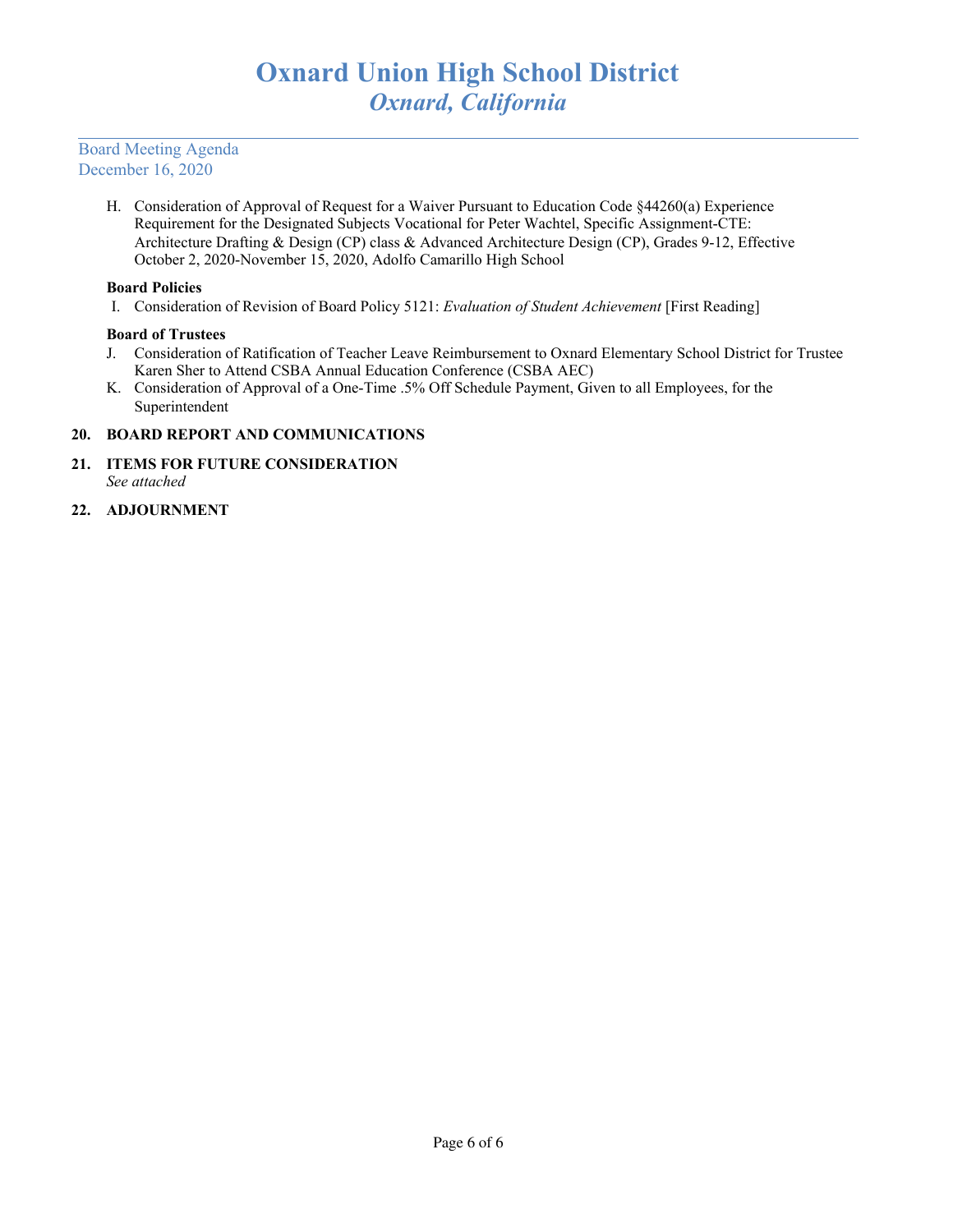H. Consideration of Approval of Request for a Waiver Pursuant to Education Code §44260(a) Experience Requirement for the Designated Subjects Vocational for Peter Wachtel, Specific Assignment-CTE: Architecture Drafting & Design (CP) class & Advanced Architecture Design (CP), Grades 9-12, Effective October 2, 2020-November 15, 2020, Adolfo Camarillo High School

**Board Policies**

I. Consideration of Revision of Board Policy 5121: *Evaluation of Student Achievement* [First Reading]

**Board of Trustees**

J. Consideration of Ratification of Teacher Leave Reimbursement to Oxnard Elementary School District for Trustee Karen Sher to Attend CSBA Annual Education Conference (CSBA AEC)

K. Consideration of Approval of a One-Time .5% Off Schedule Payment, Given to all Employees, for the Superintendent

**20. BOARD REPORT AND COMMUNICATIONS**

**21. ITEMS FOR FUTURE CONSIDERATION**
*See attached*

**22. ADJOURNMENT**